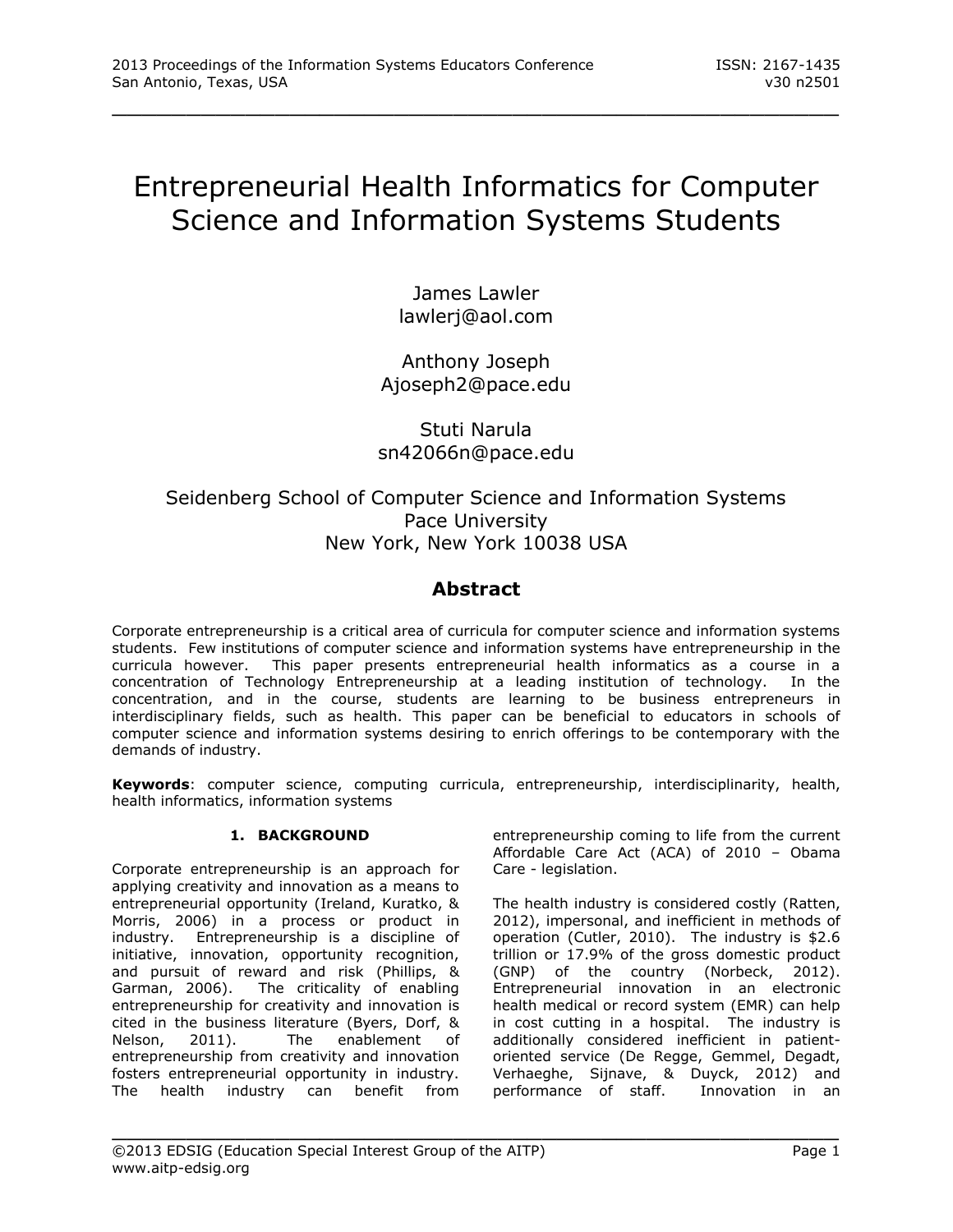# Entrepreneurial Health Informatics for Computer Science and Information Systems Students

James Lawler
lawlerj@aol.com

Anthony Joseph
Ajoseph2@pace.edu

Stuti Narula
sn42066n@pace.edu

Seidenberg School of Computer Science and Information Systems
Pace University
New York, New York 10038 USA

## Abstract

Corporate entrepreneurship is a critical area of curricula for computer science and information systems students. Few institutions of computer science and information systems have entrepreneurship in the curricula however. This paper presents entrepreneurial health informatics as a course in a concentration of Technology Entrepreneurship at a leading institution of technology. In the concentration, and in the course, students are learning to be business entrepreneurs in interdisciplinary fields, such as health. This paper can be beneficial to educators in schools of computer science and information systems desiring to enrich offerings to be contemporary with the demands of industry.

**Keywords**: computer science, computing curricula, entrepreneurship, interdisciplinarity, health, health informatics, information systems

## 1. BACKGROUND

Corporate entrepreneurship is an approach for applying creativity and innovation as a means to entrepreneurial opportunity (Ireland, Kuratko, & Morris, 2006) in a process or product in industry. Entrepreneurship is a discipline of initiative, innovation, opportunity recognition, and pursuit of reward and risk (Phillips, & Garman, 2006). The criticality of enabling entrepreneurship for creativity and innovation is cited in the business literature (Byers, Dorf, & Nelson, 2011). The enablement of entrepreneurship from creativity and innovation fosters entrepreneurial opportunity in industry. The health industry can benefit from entrepreneurship coming to life from the current Affordable Care Act (ACA) of 2010 – Obama Care - legislation.

The health industry is considered costly (Ratten, 2012), impersonal, and inefficient in methods of operation (Cutler, 2010). The industry is $2.6 trillion or 17.9% of the gross domestic product (GNP) of the country (Norbeck, 2012). Entrepreneurial innovation in an electronic health medical or record system (EMR) can help in cost cutting in a hospital. The industry is additionally considered inefficient in patient-oriented service (De Regge, Gemmel, Degadt, Verhaeghe, Sijnave, & Duyck, 2012) and performance of staff. Innovation in an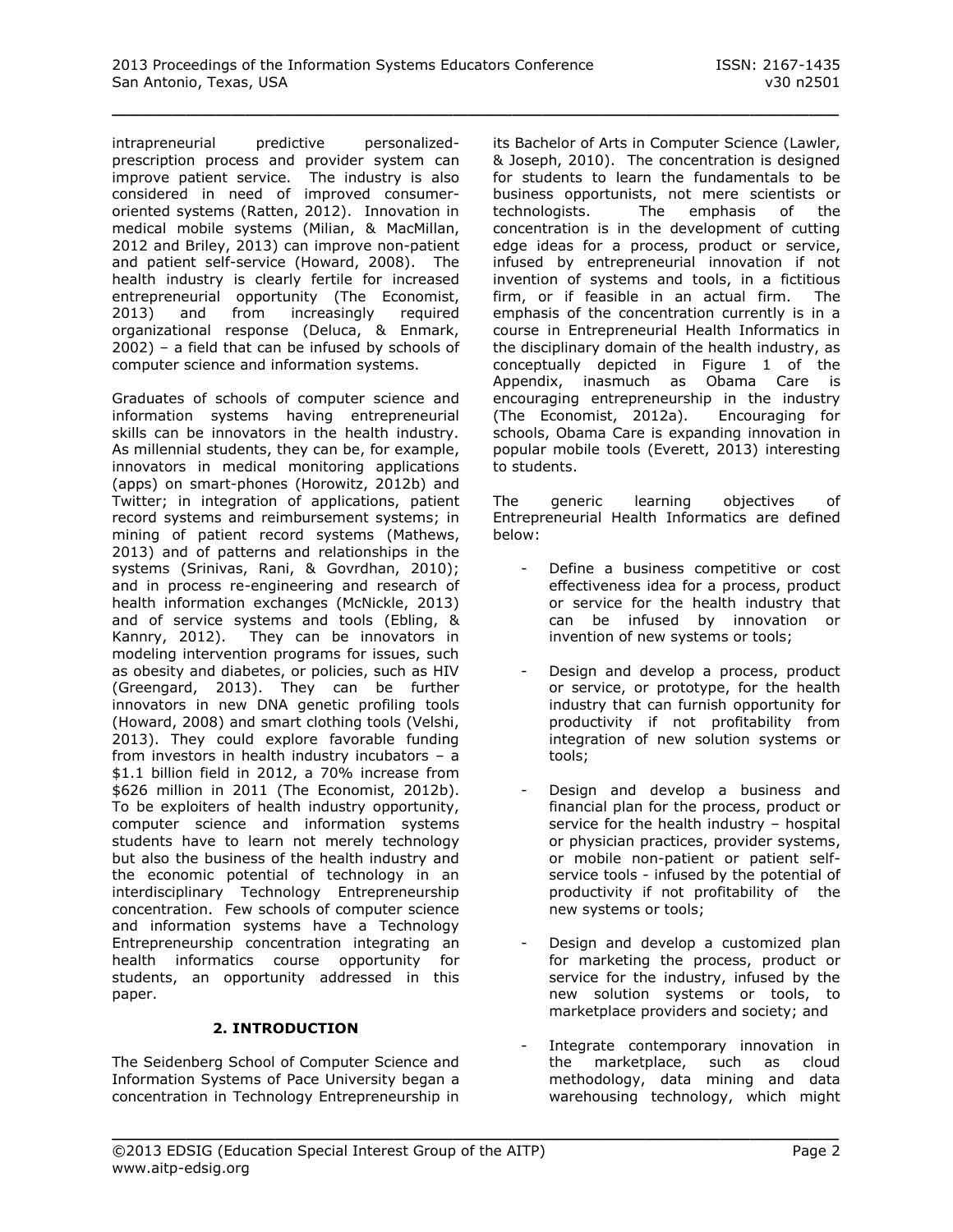intrapreneurial predictive personalized-prescription process and provider system can improve patient service. The industry is also considered in need of improved consumer-oriented systems (Ratten, 2012). Innovation in medical mobile systems (Milian, & MacMillan, 2012 and Briley, 2013) can improve non-patient and patient self-service (Howard, 2008). The health industry is clearly fertile for increased entrepreneurial opportunity (The Economist, 2013) and from increasingly required organizational response (Deluca, & Enmark, 2002) – a field that can be infused by schools of computer science and information systems.

Graduates of schools of computer science and information systems having entrepreneurial skills can be innovators in the health industry. As millennial students, they can be, for example, innovators in medical monitoring applications (apps) on smart-phones (Horowitz, 2012b) and Twitter; in integration of applications, patient record systems and reimbursement systems; in mining of patient record systems (Mathews, 2013) and of patterns and relationships in the systems (Srinivas, Rani, & Govrdhan, 2010); and in process re-engineering and research of health information exchanges (McNickle, 2013) and of service systems and tools (Ebling, & Kannry, 2012). They can be innovators in modeling intervention programs for issues, such as obesity and diabetes, or policies, such as HIV (Greengard, 2013). They can be further innovators in new DNA genetic profiling tools (Howard, 2008) and smart clothing tools (Velshi, 2013). They could explore favorable funding from investors in health industry incubators – a $1.1 billion field in 2012, a 70% increase from $626 million in 2011 (The Economist, 2012b). To be exploiters of health industry opportunity, computer science and information systems students have to learn not merely technology but also the business of the health industry and the economic potential of technology in an interdisciplinary Technology Entrepreneurship concentration. Few schools of computer science and information systems have a Technology Entrepreneurship concentration integrating an health informatics course opportunity for students, an opportunity addressed in this paper.

## 2. INTRODUCTION

The Seidenberg School of Computer Science and Information Systems of Pace University began a concentration in Technology Entrepreneurship in its Bachelor of Arts in Computer Science (Lawler, & Joseph, 2010). The concentration is designed for students to learn the fundamentals to be business opportunists, not mere scientists or technologists. The emphasis of the concentration is in the development of cutting edge ideas for a process, product or service, infused by entrepreneurial innovation if not invention of systems and tools, in a fictitious firm, or if feasible in an actual firm. The emphasis of the concentration currently is in a course in Entrepreneurial Health Informatics in the disciplinary domain of the health industry, as conceptually depicted in Figure 1 of the Appendix, inasmuch as Obama Care is encouraging entrepreneurship in the industry (The Economist, 2012a). Encouraging for schools, Obama Care is expanding innovation in popular mobile tools (Everett, 2013) interesting to students.

The generic learning objectives of Entrepreneurial Health Informatics are defined below:

- Define a business competitive or cost effectiveness idea for a process, product or service for the health industry that can be infused by innovation or invention of new systems or tools;

- Design and develop a process, product or service, or prototype, for the health industry that can furnish opportunity for productivity if not profitability from integration of new solution systems or tools;

- Design and develop a business and financial plan for the process, product or service for the health industry – hospital or physician practices, provider systems, or mobile non-patient or patient self-service tools - infused by the potential of productivity if not profitability of the new systems or tools;

- Design and develop a customized plan for marketing the process, product or service for the industry, infused by the new solution systems or tools, to marketplace providers and society; and

- Integrate contemporary innovation in the marketplace, such as cloud methodology, data mining and data warehousing technology, which might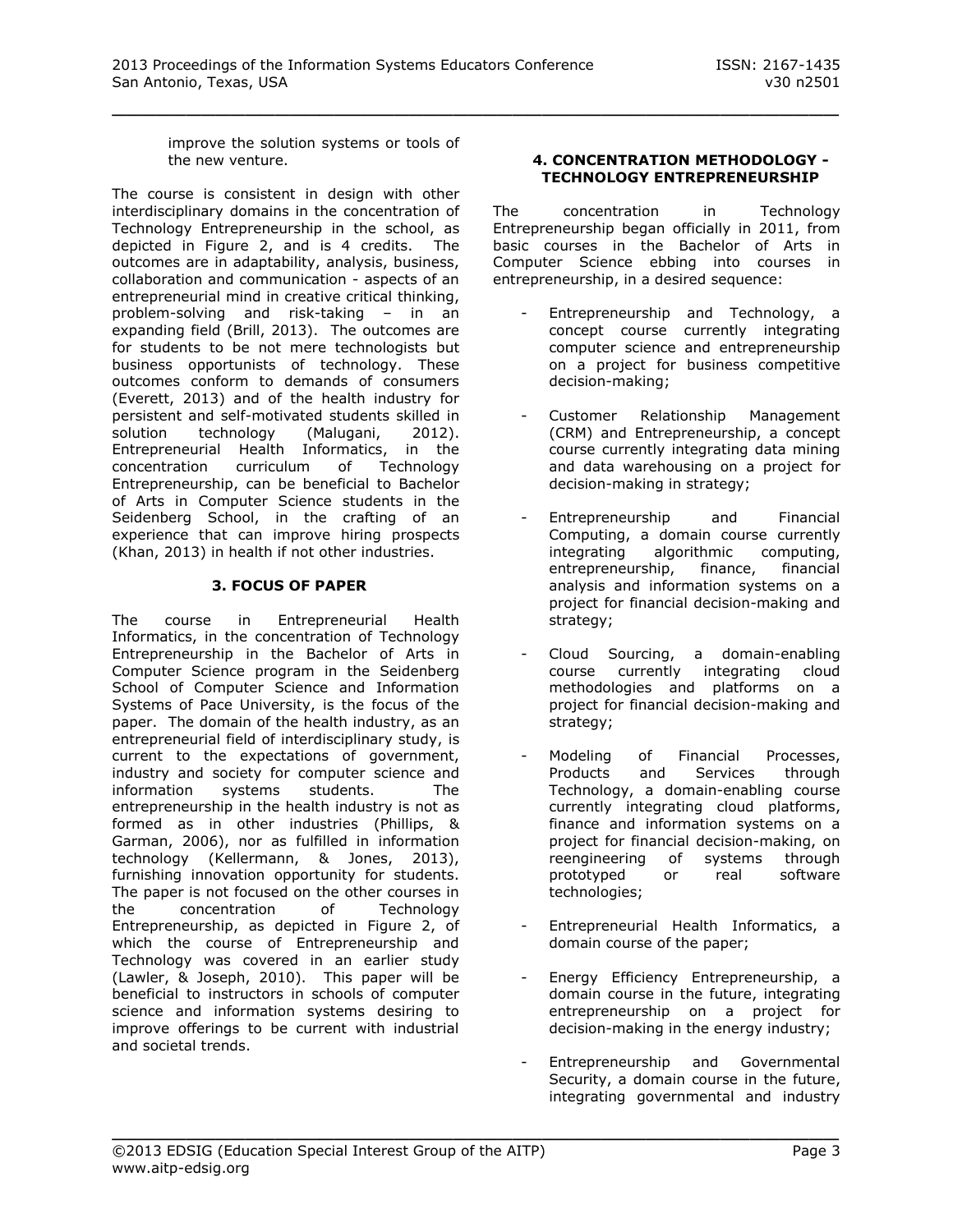improve the solution systems or tools of the new venture.

The course is consistent in design with other interdisciplinary domains in the concentration of Technology Entrepreneurship in the school, as depicted in Figure 2, and is 4 credits. The outcomes are in adaptability, analysis, business, collaboration and communication - aspects of an entrepreneurial mind in creative critical thinking, problem-solving and risk-taking – in an expanding field (Brill, 2013). The outcomes are for students to be not mere technologists but business opportunists of technology. These outcomes conform to demands of consumers (Everett, 2013) and of the health industry for persistent and self-motivated students skilled in solution technology (Malugani, 2012). Entrepreneurial Health Informatics, in the concentration curriculum of Technology Entrepreneurship, can be beneficial to Bachelor of Arts in Computer Science students in the Seidenberg School, in the crafting of an experience that can improve hiring prospects (Khan, 2013) in health if not other industries.

## 3. FOCUS OF PAPER

The course in Entrepreneurial Health Informatics, in the concentration of Technology Entrepreneurship in the Bachelor of Arts in Computer Science program in the Seidenberg School of Computer Science and Information Systems of Pace University, is the focus of the paper. The domain of the health industry, as an entrepreneurial field of interdisciplinary study, is current to the expectations of government, industry and society for computer science and information systems students. The entrepreneurship in the health industry is not as formed as in other industries (Phillips, & Garman, 2006), nor as fulfilled in information technology (Kellermann, & Jones, 2013), furnishing innovation opportunity for students. The paper is not focused on the other courses in the concentration of Technology Entrepreneurship, as depicted in Figure 2, of which the course of Entrepreneurship and Technology was covered in an earlier study (Lawler, & Joseph, 2010). This paper will be beneficial to instructors in schools of computer science and information systems desiring to improve offerings to be current with industrial and societal trends.

## 4. CONCENTRATION METHODOLOGY - TECHNOLOGY ENTREPRENEURSHIP

The concentration in Technology Entrepreneurship began officially in 2011, from basic courses in the Bachelor of Arts in Computer Science ebbing into courses in entrepreneurship, in a desired sequence:

- Entrepreneurship and Technology, a concept course currently integrating computer science and entrepreneurship on a project for business competitive decision-making;

- Customer Relationship Management (CRM) and Entrepreneurship, a concept course currently integrating data mining and data warehousing on a project for decision-making in strategy;

- Entrepreneurship and Financial Computing, a domain course currently integrating algorithmic computing, entrepreneurship, finance, financial analysis and information systems on a project for financial decision-making and strategy;

- Cloud Sourcing, a domain-enabling course currently integrating cloud methodologies and platforms on a project for financial decision-making and strategy;

- Modeling of Financial Processes, Products and Services through Technology, a domain-enabling course currently integrating cloud platforms, finance and information systems on a project for financial decision-making, on reengineering of systems through prototyped or real software technologies;

- Entrepreneurial Health Informatics, a domain course of the paper;

- Energy Efficiency Entrepreneurship, a domain course in the future, integrating entrepreneurship on a project for decision-making in the energy industry;

- Entrepreneurship and Governmental Security, a domain course in the future, integrating governmental and industry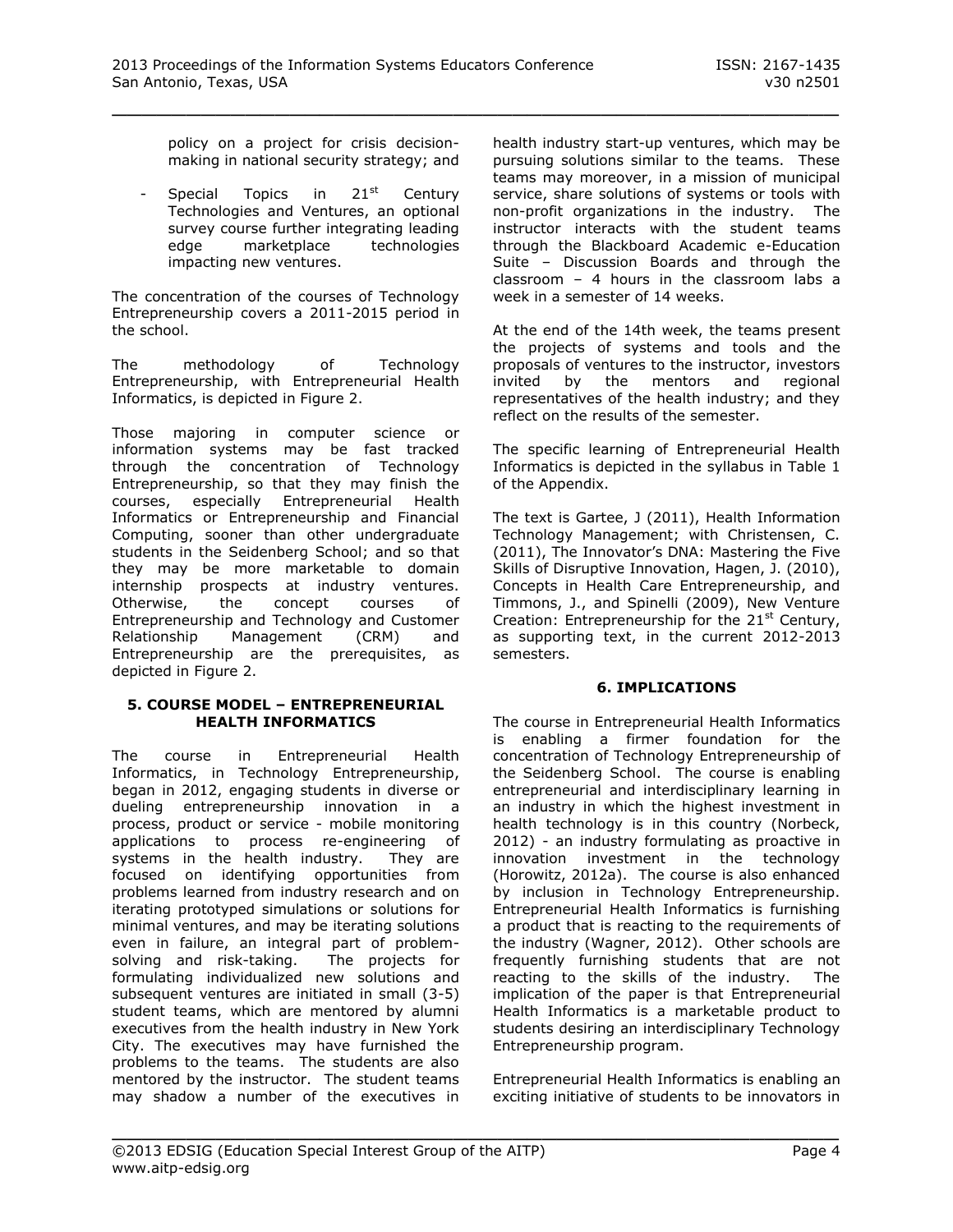policy on a project for crisis decision-making in national security strategy; and

- Special Topics in 21st Century Technologies and Ventures, an optional survey course further integrating leading edge marketplace technologies impacting new ventures.

The concentration of the courses of Technology Entrepreneurship covers a 2011-2015 period in the school.

The methodology of Technology Entrepreneurship, with Entrepreneurial Health Informatics, is depicted in Figure 2.

Those majoring in computer science or information systems may be fast tracked through the concentration of Technology Entrepreneurship, so that they may finish the courses, especially Entrepreneurial Health Informatics or Entrepreneurship and Financial Computing, sooner than other undergraduate students in the Seidenberg School; and so that they may be more marketable to domain internship prospects at industry ventures. Otherwise, the concept courses of Entrepreneurship and Technology and Customer Relationship Management (CRM) and Entrepreneurship are the prerequisites, as depicted in Figure 2.

## 5. COURSE MODEL – ENTREPRENEURIAL HEALTH INFORMATICS

The course in Entrepreneurial Health Informatics, in Technology Entrepreneurship, began in 2012, engaging students in diverse or dueling entrepreneurship innovation in a process, product or service - mobile monitoring applications to process re-engineering of systems in the health industry. They are focused on identifying opportunities from problems learned from industry research and on iterating prototyped simulations or solutions for minimal ventures, and may be iterating solutions even in failure, an integral part of problem-solving and risk-taking. The projects for formulating individualized new solutions and subsequent ventures are initiated in small (3-5) student teams, which are mentored by alumni executives from the health industry in New York City. The executives may have furnished the problems to the teams. The students are also mentored by the instructor. The student teams may shadow a number of the executives in health industry start-up ventures, which may be pursuing solutions similar to the teams. These teams may moreover, in a mission of municipal service, share solutions of systems or tools with non-profit organizations in the industry. The instructor interacts with the student teams through the Blackboard Academic e-Education Suite – Discussion Boards and through the classroom – 4 hours in the classroom labs a week in a semester of 14 weeks.

At the end of the 14th week, the teams present the projects of systems and tools and the proposals of ventures to the instructor, investors invited by the mentors and regional representatives of the health industry; and they reflect on the results of the semester.

The specific learning of Entrepreneurial Health Informatics is depicted in the syllabus in Table 1 of the Appendix.

The text is Gartee, J (2011), Health Information Technology Management; with Christensen, C. (2011), The Innovator's DNA: Mastering the Five Skills of Disruptive Innovation, Hagen, J. (2010), Concepts in Health Care Entrepreneurship, and Timmons, J., and Spinelli (2009), New Venture Creation: Entrepreneurship for the 21st Century, as supporting text, in the current 2012-2013 semesters.

## 6. IMPLICATIONS

The course in Entrepreneurial Health Informatics is enabling a firmer foundation for the concentration of Technology Entrepreneurship of the Seidenberg School. The course is enabling entrepreneurial and interdisciplinary learning in an industry in which the highest investment in health technology is in this country (Norbeck, 2012) - an industry formulating as proactive in innovation investment in the technology (Horowitz, 2012a). The course is also enhanced by inclusion in Technology Entrepreneurship. Entrepreneurial Health Informatics is furnishing a product that is reacting to the requirements of the industry (Wagner, 2012). Other schools are frequently furnishing students that are not reacting to the skills of the industry. The implication of the paper is that Entrepreneurial Health Informatics is a marketable product to students desiring an interdisciplinary Technology Entrepreneurship program.

Entrepreneurial Health Informatics is enabling an exciting initiative of students to be innovators in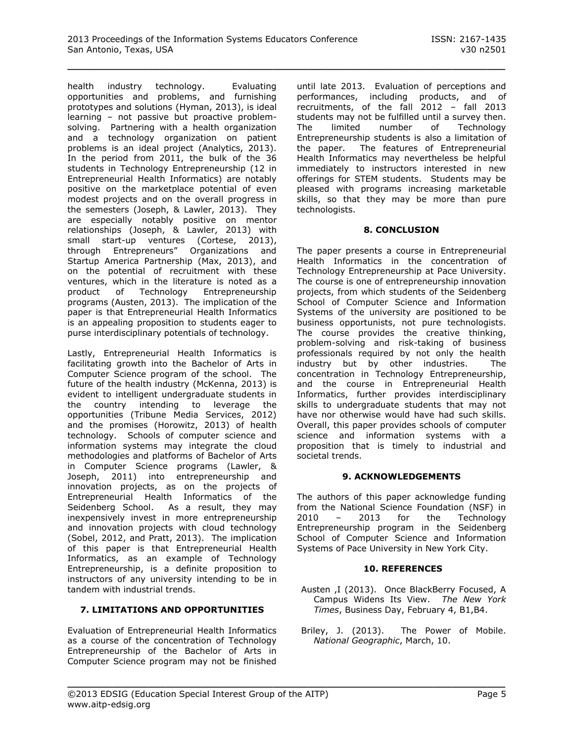health industry technology. Evaluating opportunities and problems, and furnishing prototypes and solutions (Hyman, 2013), is ideal learning – not passive but proactive problem-solving. Partnering with a health organization and a technology organization on patient problems is an ideal project (Analytics, 2013). In the period from 2011, the bulk of the 36 students in Technology Entrepreneurship (12 in Entrepreneurial Health Informatics) are notably positive on the marketplace potential of even modest projects and on the overall progress in the semesters (Joseph, & Lawler, 2013). They are especially notably positive on mentor relationships (Joseph, & Lawler, 2013) with small start-up ventures (Cortese, 2013), through Entrepreneurs" Organizations and Startup America Partnership (Max, 2013), and on the potential of recruitment with these ventures, which in the literature is noted as a product of Technology Entrepreneurship programs (Austen, 2013). The implication of the paper is that Entrepreneurial Health Informatics is an appealing proposition to students eager to purse interdisciplinary potentials of technology.

Lastly, Entrepreneurial Health Informatics is facilitating growth into the Bachelor of Arts in Computer Science program of the school. The future of the health industry (McKenna, 2013) is evident to intelligent undergraduate students in the country intending to leverage the opportunities (Tribune Media Services, 2012) and the promises (Horowitz, 2013) of health technology. Schools of computer science and information systems may integrate the cloud methodologies and platforms of Bachelor of Arts in Computer Science programs (Lawler, & Joseph, 2011) into entrepreneurship and innovation projects, as on the projects of Entrepreneurial Health Informatics of the Seidenberg School. As a result, they may inexpensively invest in more entrepreneurship and innovation projects with cloud technology (Sobel, 2012, and Pratt, 2013). The implication of this paper is that Entrepreneurial Health Informatics, as an example of Technology Entrepreneurship, is a definite proposition to instructors of any university intending to be in tandem with industrial trends.

## 7. LIMITATIONS AND OPPORTUNITIES

Evaluation of Entrepreneurial Health Informatics as a course of the concentration of Technology Entrepreneurship of the Bachelor of Arts in Computer Science program may not be finished until late 2013. Evaluation of perceptions and performances, including products, and of recruitments, of the fall 2012 – fall 2013 students may not be fulfilled until a survey then. The limited number of Technology Entrepreneurship students is also a limitation of the paper. The features of Entrepreneurial Health Informatics may nevertheless be helpful immediately to instructors interested in new offerings for STEM students. Students may be pleased with programs increasing marketable skills, so that they may be more than pure technologists.

## 8. CONCLUSION

The paper presents a course in Entrepreneurial Health Informatics in the concentration of Technology Entrepreneurship at Pace University. The course is one of entrepreneurship innovation projects, from which students of the Seidenberg School of Computer Science and Information Systems of the university are positioned to be business opportunists, not pure technologists. The course provides the creative thinking, problem-solving and risk-taking of business professionals required by not only the health industry but by other industries. The concentration in Technology Entrepreneurship, and the course in Entrepreneurial Health Informatics, further provides interdisciplinary skills to undergraduate students that may not have nor otherwise would have had such skills. Overall, this paper provides schools of computer science and information systems with a proposition that is timely to industrial and societal trends.

## 9. ACKNOWLEDGEMENTS

The authors of this paper acknowledge funding from the National Science Foundation (NSF) in 2010 – 2013 for the Technology Entrepreneurship program in the Seidenberg School of Computer Science and Information Systems of Pace University in New York City.

## 10. REFERENCES

Austen ,I (2013). Once BlackBerry Focused, A Campus Widens Its View. *The New York Times*, Business Day, February 4, B1,B4.

Briley, J. (2013). The Power of Mobile. *National Geographic*, March, 10.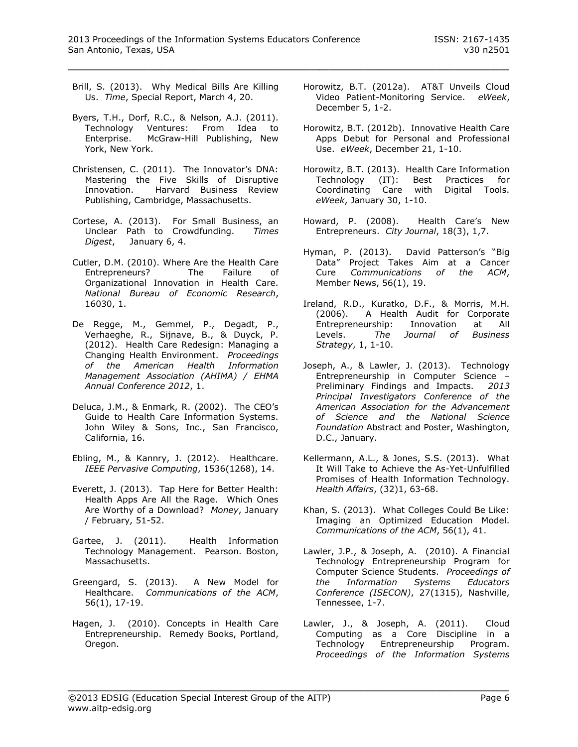Brill, S. (2013). Why Medical Bills Are Killing Us. *Time*, Special Report, March 4, 20.

Byers, T.H., Dorf, R.C., & Nelson, A.J. (2011). Technology Ventures: From Idea to Enterprise. McGraw-Hill Publishing, New York, New York.

Christensen, C. (2011). The Innovator's DNA: Mastering the Five Skills of Disruptive Innovation. Harvard Business Review Publishing, Cambridge, Massachusetts.

Cortese, A. (2013). For Small Business, an Unclear Path to Crowdfunding. *Times Digest*, January 6, 4.

Cutler, D.M. (2010). Where Are the Health Care Entrepreneurs? The Failure of Organizational Innovation in Health Care. *National Bureau of Economic Research*, 16030, 1.

De Regge, M., Gemmel, P., Degadt, P., Verhaeghe, R., Sijnave, B., & Duyck, P. (2012). Health Care Redesign: Managing a Changing Health Environment. *Proceedings of the American Health Information Management Association (AHIMA) / EHMA Annual Conference 2012*, 1.

Deluca, J.M., & Enmark, R. (2002). The CEO's Guide to Health Care Information Systems. John Wiley & Sons, Inc., San Francisco, California, 16.

Ebling, M., & Kannry, J. (2012). Healthcare. *IEEE Pervasive Computing*, 1536(1268), 14.

Everett, J. (2013). Tap Here for Better Health: Health Apps Are All the Rage. Which Ones Are Worthy of a Download? *Money*, January / February, 51-52.

Gartee, J. (2011). Health Information Technology Management. Pearson. Boston, Massachusetts.

Greengard, S. (2013). A New Model for Healthcare. *Communications of the ACM*, 56(1), 17-19.

Hagen, J. (2010). Concepts in Health Care Entrepreneurship. Remedy Books, Portland, Oregon.

Horowitz, B.T. (2012a). AT&T Unveils Cloud Video Patient-Monitoring Service. *eWeek*, December 5, 1-2.

Horowitz, B.T. (2012b). Innovative Health Care Apps Debut for Personal and Professional Use. *eWeek*, December 21, 1-10.

Horowitz, B.T. (2013). Health Care Information Technology (IT): Best Practices for Coordinating Care with Digital Tools. *eWeek*, January 30, 1-10.

Howard, P. (2008). Health Care's New Entrepreneurs. *City Journal*, 18(3), 1,7.

Hyman, P. (2013). David Patterson's "Big Data" Project Takes Aim at a Cancer Cure *Communications of the ACM*, Member News, 56(1), 19.

Ireland, R.D., Kuratko, D.F., & Morris, M.H. (2006). A Health Audit for Corporate Entrepreneurship: Innovation at All Levels. *The Journal of Business Strategy*, 1, 1-10.

Joseph, A., & Lawler, J. (2013). Technology Entrepreneurship in Computer Science – Preliminary Findings and Impacts. *2013 Principal Investigators Conference of the American Association for the Advancement of Science and the National Science Foundation* Abstract and Poster, Washington, D.C., January.

Kellermann, A.L., & Jones, S.S. (2013). What It Will Take to Achieve the As-Yet-Unfulfilled Promises of Health Information Technology. *Health Affairs*, (32)1, 63-68.

Khan, S. (2013). What Colleges Could Be Like: Imaging an Optimized Education Model. *Communications of the ACM*, 56(1), 41.

Lawler, J.P., & Joseph, A. (2010). A Financial Technology Entrepreneurship Program for Computer Science Students. *Proceedings of the Information Systems Educators Conference (ISECON)*, 27(1315), Nashville, Tennessee, 1-7.

Lawler, J., & Joseph, A. (2011). Cloud Computing as a Core Discipline in a Technology Entrepreneurship Program. *Proceedings of the Information Systems*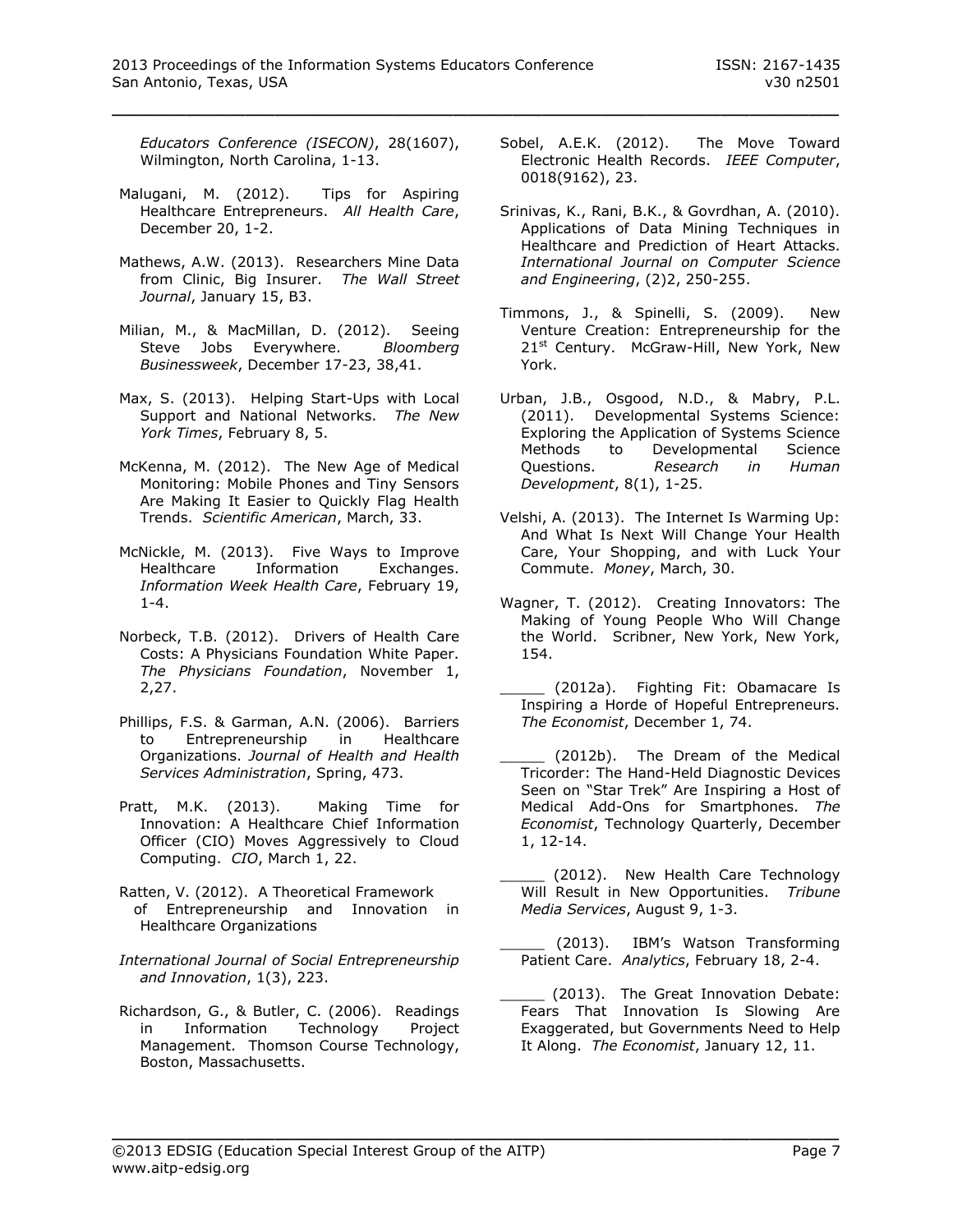*Educators Conference (ISECON)*, 28(1607), Wilmington, North Carolina, 1-13.

Malugani, M. (2012). Tips for Aspiring Healthcare Entrepreneurs. *All Health Care*, December 20, 1-2.

Mathews, A.W. (2013). Researchers Mine Data from Clinic, Big Insurer. *The Wall Street Journal*, January 15, B3.

Milian, M., & MacMillan, D. (2012). Seeing Steve Jobs Everywhere. *Bloomberg Businessweek*, December 17-23, 38,41.

Max, S. (2013). Helping Start-Ups with Local Support and National Networks. *The New York Times*, February 8, 5.

McKenna, M. (2012). The New Age of Medical Monitoring: Mobile Phones and Tiny Sensors Are Making It Easier to Quickly Flag Health Trends. *Scientific American*, March, 33.

McNickle, M. (2013). Five Ways to Improve Healthcare Information Exchanges. *Information Week Health Care*, February 19, 1-4.

Norbeck, T.B. (2012). Drivers of Health Care Costs: A Physicians Foundation White Paper. *The Physicians Foundation*, November 1, 2,27.

Phillips, F.S. & Garman, A.N. (2006). Barriers to Entrepreneurship in Healthcare Organizations. *Journal of Health and Health Services Administration*, Spring, 473.

Pratt, M.K. (2013). Making Time for Innovation: A Healthcare Chief Information Officer (CIO) Moves Aggressively to Cloud Computing. *CIO*, March 1, 22.

Ratten, V. (2012). A Theoretical Framework of Entrepreneurship and Innovation in Healthcare Organizations

*International Journal of Social Entrepreneurship and Innovation*, 1(3), 223.

Richardson, G., & Butler, C. (2006). Readings in Information Technology Project Management. Thomson Course Technology, Boston, Massachusetts.

Sobel, A.E.K. (2012). The Move Toward Electronic Health Records. *IEEE Computer*, 0018(9162), 23.

Srinivas, K., Rani, B.K., & Govrdhan, A. (2010). Applications of Data Mining Techniques in Healthcare and Prediction of Heart Attacks. *International Journal on Computer Science and Engineering*, (2)2, 250-255.

Timmons, J., & Spinelli, S. (2009). New Venture Creation: Entrepreneurship for the 21st Century. McGraw-Hill, New York, New York.

Urban, J.B., Osgood, N.D., & Mabry, P.L. (2011). Developmental Systems Science: Exploring the Application of Systems Science Methods to Developmental Science Questions. *Research in Human Development*, 8(1), 1-25.

Velshi, A. (2013). The Internet Is Warming Up: And What Is Next Will Change Your Health Care, Your Shopping, and with Luck Your Commute. *Money*, March, 30.

Wagner, T. (2012). Creating Innovators: The Making of Young People Who Will Change the World. Scribner, New York, New York, 154.

_____ (2012a). Fighting Fit: Obamacare Is Inspiring a Horde of Hopeful Entrepreneurs. *The Economist*, December 1, 74.

_____ (2012b). The Dream of the Medical Tricorder: The Hand-Held Diagnostic Devices Seen on "Star Trek" Are Inspiring a Host of Medical Add-Ons for Smartphones. *The Economist*, Technology Quarterly, December 1, 12-14.

_____ (2012). New Health Care Technology Will Result in New Opportunities. *Tribune Media Services*, August 9, 1-3.

_____ (2013). IBM's Watson Transforming Patient Care. *Analytics*, February 18, 2-4.

_____ (2013). The Great Innovation Debate: Fears That Innovation Is Slowing Are Exaggerated, but Governments Need to Help It Along. *The Economist*, January 12, 11.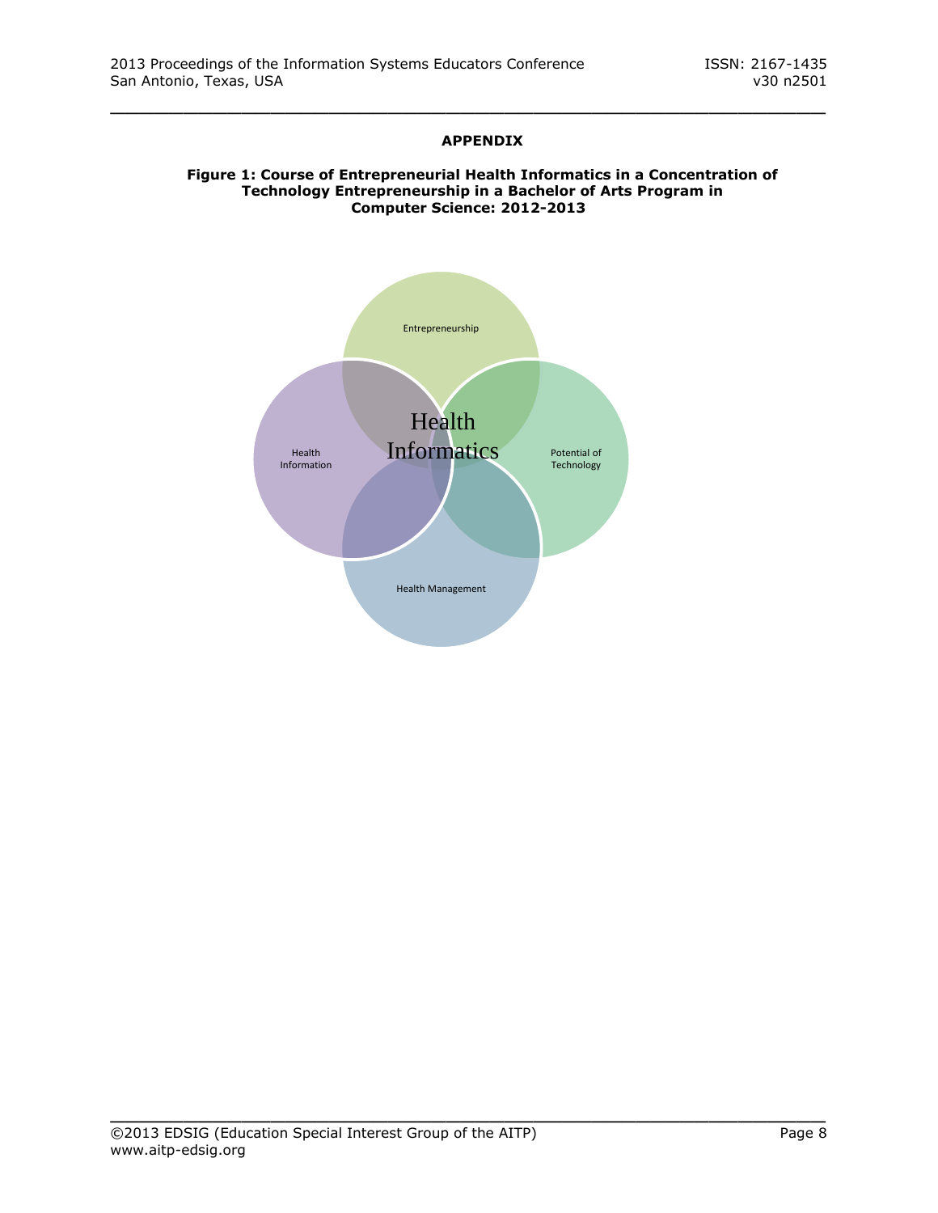**APPENDIX**

**Figure 1: Course of Entrepreneurial Health Informatics in a Concentration of Technology Entrepreneurship in a Bachelor of Arts Program in Computer Science: 2012-2013**

Entrepreneurship

Health Information

Health Informatics

Potential of Technology

Health Management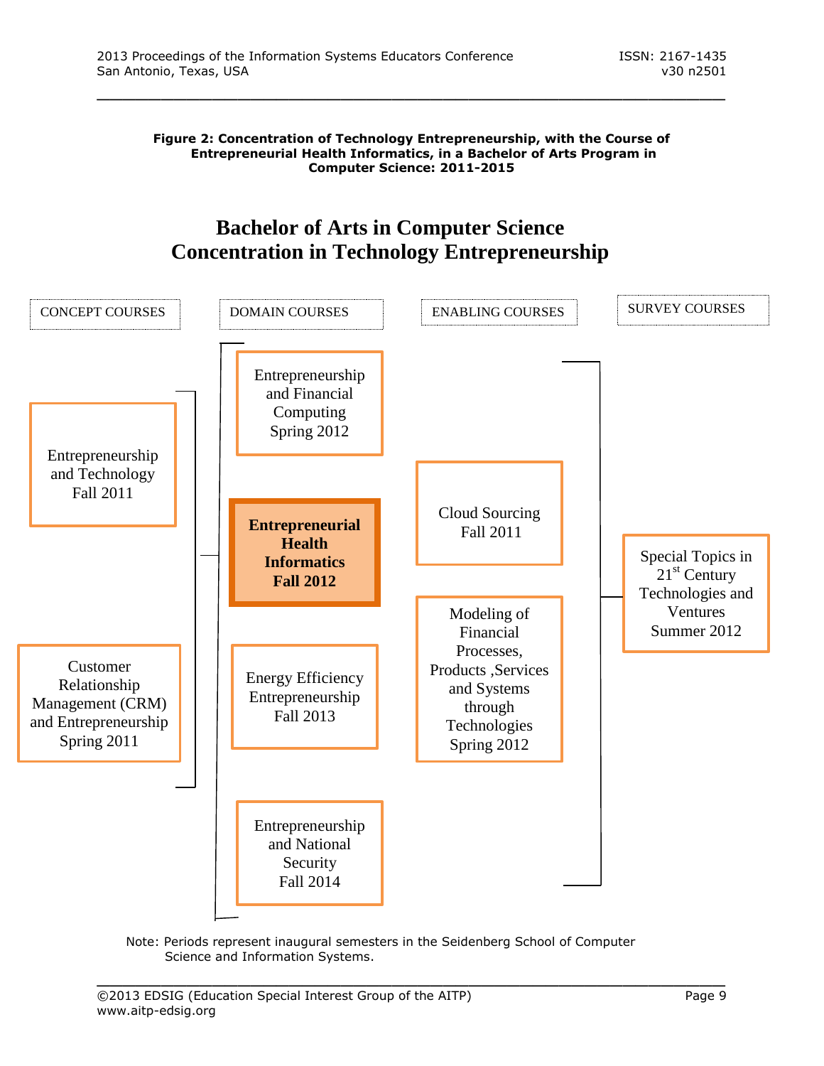**Figure 2: Concentration of Technology Entrepreneurship, with the Course of Entrepreneurial Health Informatics, in a Bachelor of Arts Program in Computer Science: 2011-2015**

## Bachelor of Arts in Computer Science
## Concentration in Technology Entrepreneurship

| CONCEPT COURSES | DOMAIN COURSES | ENABLING COURSES | SURVEY COURSES |
| --- | --- | --- | --- |
| Entrepreneurship and Technology Fall 2011 | Entrepreneurship and Financial Computing Spring 2012 | Cloud Sourcing Fall 2011 | Special Topics in 21st Century Technologies and Ventures Summer 2012 |
| Customer Relationship Management (CRM) and Entrepreneurship Spring 2011 | **Entrepreneurial Health Informatics Fall 2012** | Modeling of Financial Processes, Products ,Services and Systems through Technologies Spring 2012 | |
| | Energy Efficiency Entrepreneurship Fall 2013 | | |
| | Entrepreneurship and National Security Fall 2014 | | |

Note: Periods represent inaugural semesters in the Seidenberg School of Computer Science and Information Systems.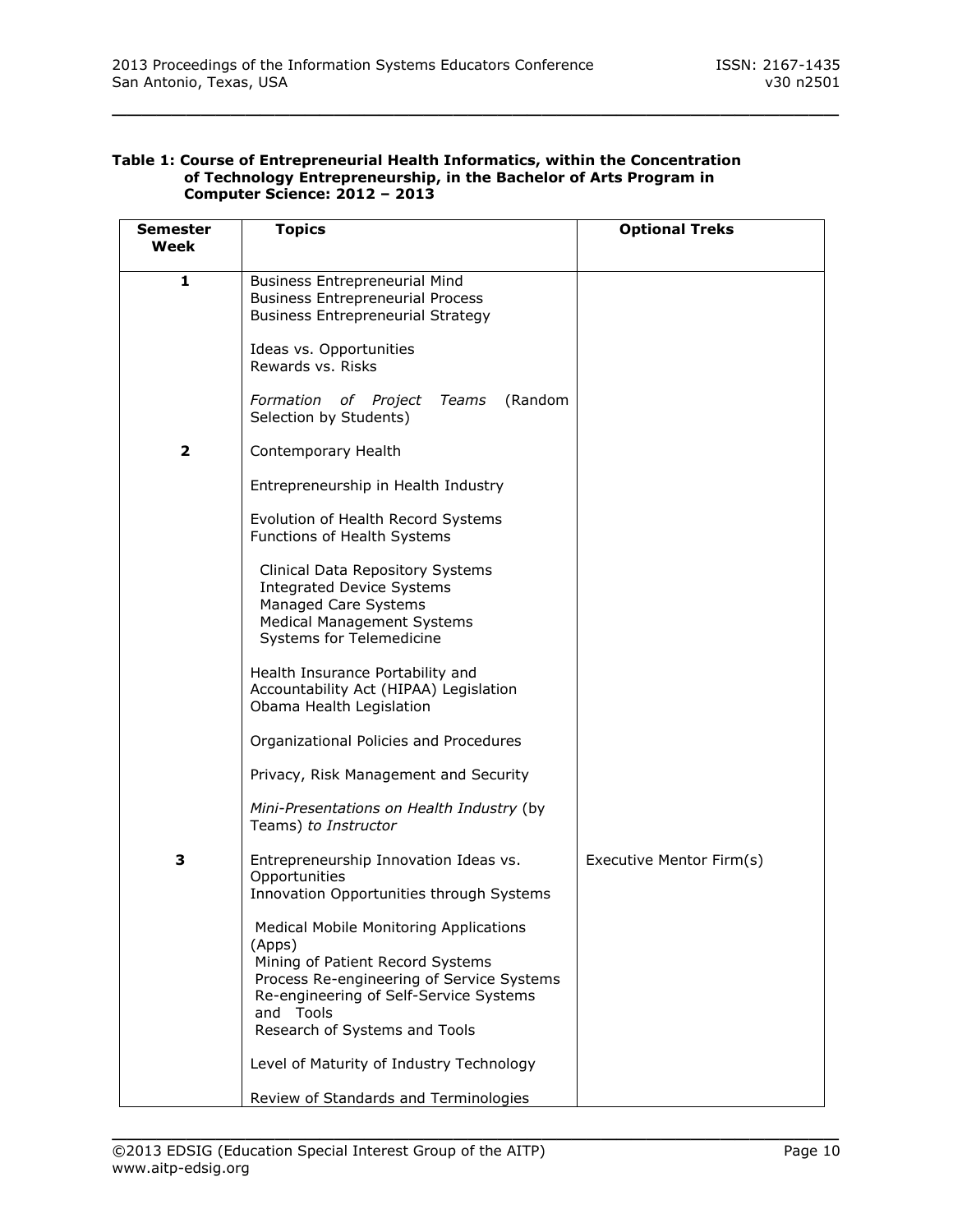**Table 1: Course of Entrepreneurial Health Informatics, within the Concentration of Technology Entrepreneurship, in the Bachelor of Arts Program in Computer Science: 2012 – 2013**

| Semester Week | Topics | Optional Treks |
|---|---|---|
| 1 | Business Entrepreneurial Mind<br>Business Entrepreneurial Process<br>Business Entrepreneurial Strategy<br><br>Ideas vs. Opportunities<br>Rewards vs. Risks<br><br>*Formation of Project Teams* (Random Selection by Students) | |
| 2 | Contemporary Health<br><br>Entrepreneurship in Health Industry<br><br>Evolution of Health Record Systems<br>Functions of Health Systems<br><br>Clinical Data Repository Systems<br>Integrated Device Systems<br>Managed Care Systems<br>Medical Management Systems<br>Systems for Telemedicine<br><br>Health Insurance Portability and Accountability Act (HIPAA) Legislation<br>Obama Health Legislation<br><br>Organizational Policies and Procedures<br><br>Privacy, Risk Management and Security<br><br>*Mini-Presentations on Health Industry* (by Teams) *to Instructor* | |
| 3 | Entrepreneurship Innovation Ideas vs. Opportunities<br>Innovation Opportunities through Systems<br><br>Medical Mobile Monitoring Applications (Apps)<br>Mining of Patient Record Systems<br>Process Re-engineering of Service Systems<br>Re-engineering of Self-Service Systems and Tools<br>Research of Systems and Tools<br><br>Level of Maturity of Industry Technology<br><br>Review of Standards and Terminologies | Executive Mentor Firm(s) |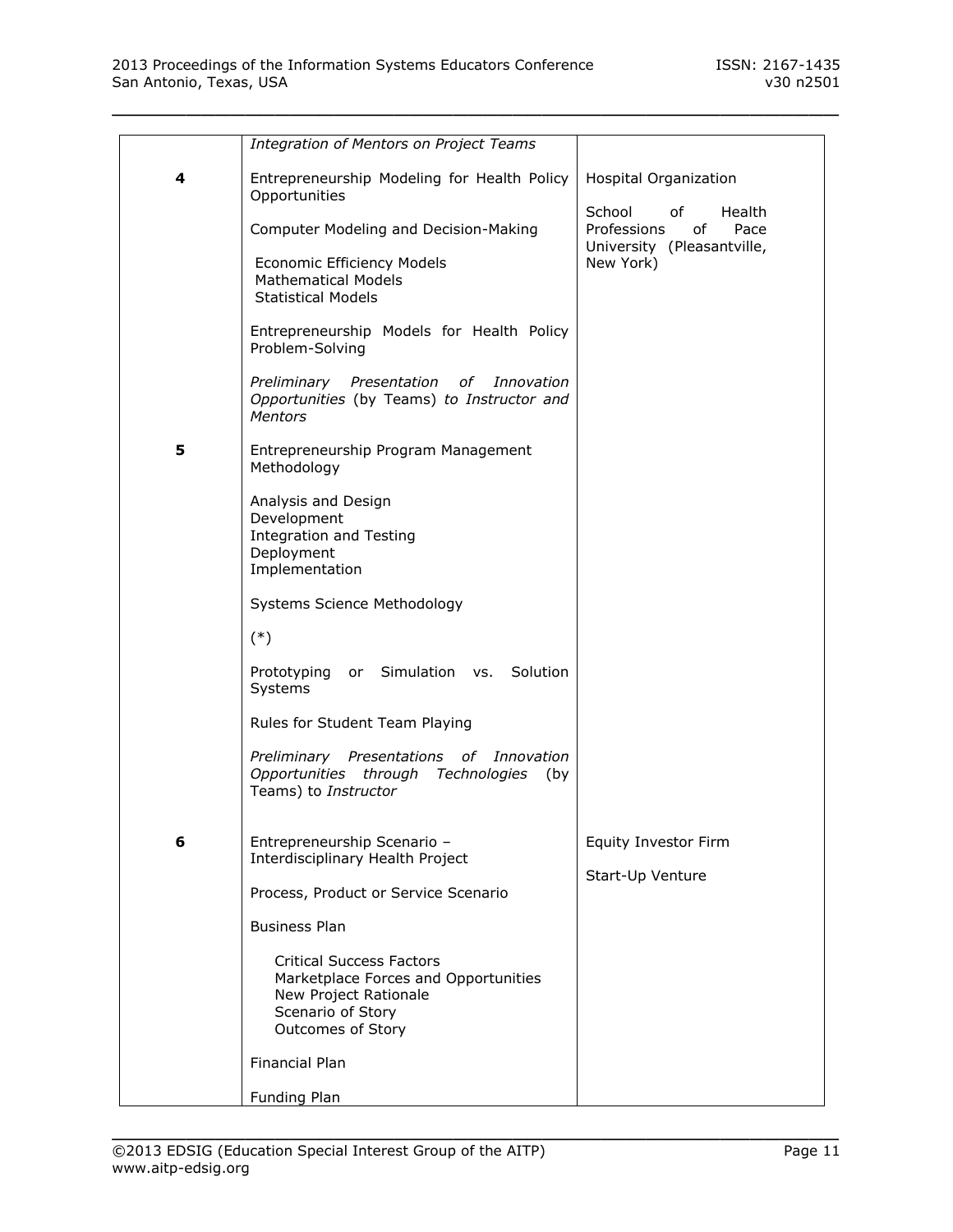| | | |
|---|---|---|
| | *Integration of Mentors on Project Teams* | |
| **4** | Entrepreneurship Modeling for Health Policy Opportunities<br><br>Computer Modeling and Decision-Making<br><br>Economic Efficiency Models<br>Mathematical Models<br>Statistical Models<br><br>Entrepreneurship Models for Health Policy Problem-Solving<br><br>*Preliminary Presentation of Innovation Opportunities* (by Teams) *to Instructor and Mentors* | Hospital Organization<br><br>School of Health Professions of Pace University (Pleasantville, New York) |
| **5** | Entrepreneurship Program Management Methodology<br><br>Analysis and Design<br>Development<br>Integration and Testing<br>Deployment<br>Implementation<br><br>Systems Science Methodology<br><br>(*)<br><br>Prototyping or Simulation vs. Solution Systems<br><br>Rules for Student Team Playing<br><br>*Preliminary Presentations of Innovation Opportunities through Technologies* (by Teams) to *Instructor* | |
| **6** | Entrepreneurship Scenario – Interdisciplinary Health Project<br><br>Process, Product or Service Scenario<br><br>Business Plan<br><br>Critical Success Factors<br>Marketplace Forces and Opportunities<br>New Project Rationale<br>Scenario of Story<br>Outcomes of Story<br><br>Financial Plan<br><br>Funding Plan | Equity Investor Firm<br><br>Start-Up Venture |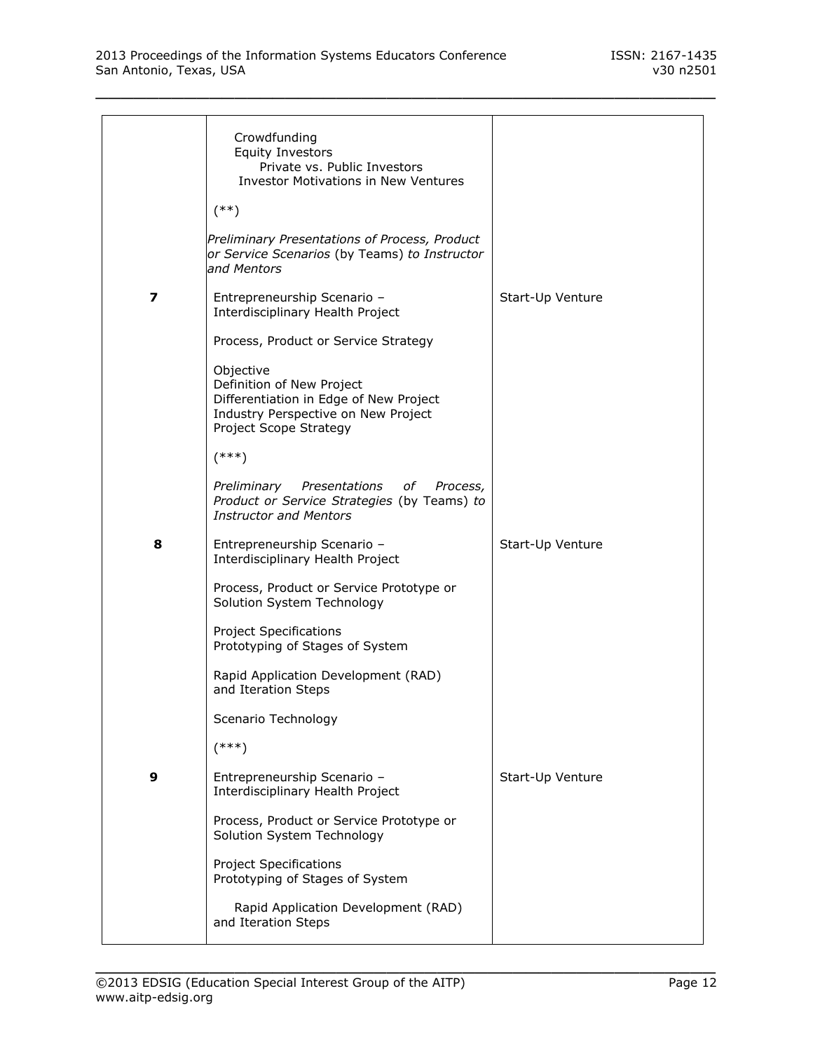| | | |
|---|---|---|
| | Crowdfunding<br>Equity Investors<br>Private vs. Public Investors<br>Investor Motivations in New Ventures<br><br>(**)<br><br>*Preliminary Presentations of Process, Product or Service Scenarios* (by Teams) *to Instructor and Mentors* | |
| **7** | Entrepreneurship Scenario – Interdisciplinary Health Project<br><br>Process, Product or Service Strategy<br><br>Objective<br>Definition of New Project<br>Differentiation in Edge of New Project<br>Industry Perspective on New Project<br>Project Scope Strategy<br><br>(***)<br><br>*Preliminary Presentations of Process, Product or Service Strategies* (by Teams) *to Instructor and Mentors* | Start-Up Venture |
| **8** | Entrepreneurship Scenario – Interdisciplinary Health Project<br><br>Process, Product or Service Prototype or Solution System Technology<br><br>Project Specifications<br>Prototyping of Stages of System<br><br>Rapid Application Development (RAD) and Iteration Steps<br><br>Scenario Technology<br><br>(***) | Start-Up Venture |
| **9** | Entrepreneurship Scenario – Interdisciplinary Health Project<br><br>Process, Product or Service Prototype or Solution System Technology<br><br>Project Specifications<br>Prototyping of Stages of System<br><br>Rapid Application Development (RAD) and Iteration Steps | Start-Up Venture |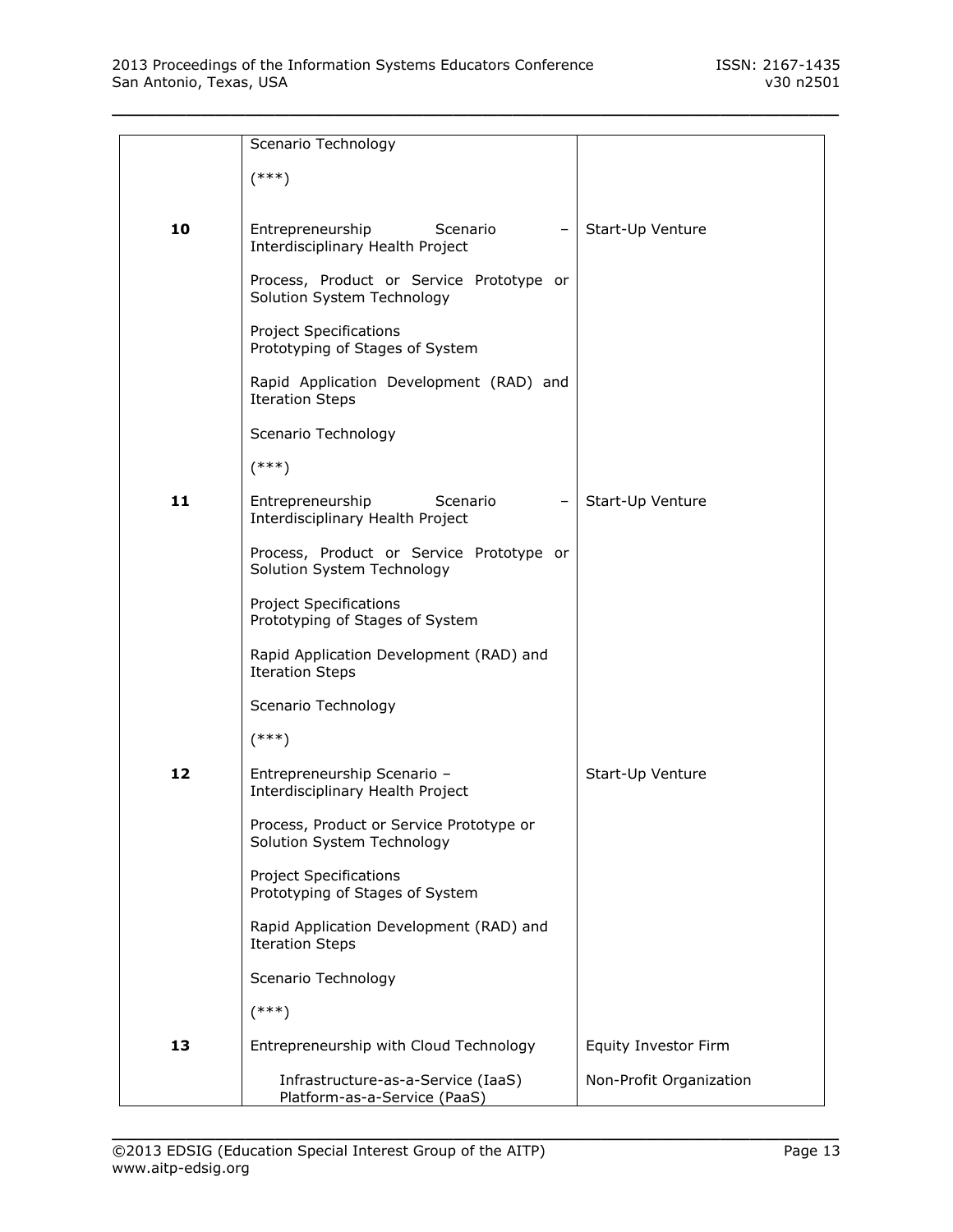|  |  |  |
| --- | --- | --- |
|  | Scenario Technology<br><br>(***) |  |
| **10** | Entrepreneurship Scenario – Interdisciplinary Health Project<br><br>Process, Product or Service Prototype or Solution System Technology<br><br>Project Specifications<br>Prototyping of Stages of System<br><br>Rapid Application Development (RAD) and Iteration Steps<br><br>Scenario Technology<br><br>(***) | Start-Up Venture |
| **11** | Entrepreneurship Scenario – Interdisciplinary Health Project<br><br>Process, Product or Service Prototype or Solution System Technology<br><br>Project Specifications<br>Prototyping of Stages of System<br><br>Rapid Application Development (RAD) and Iteration Steps<br><br>Scenario Technology<br><br>(***) | Start-Up Venture |
| **12** | Entrepreneurship Scenario – Interdisciplinary Health Project<br><br>Process, Product or Service Prototype or Solution System Technology<br><br>Project Specifications<br>Prototyping of Stages of System<br><br>Rapid Application Development (RAD) and Iteration Steps<br><br>Scenario Technology<br><br>(***) | Start-Up Venture |
| **13** | Entrepreneurship with Cloud Technology<br><br>Infrastructure-as-a-Service (IaaS)<br>Platform-as-a-Service (PaaS) | Equity Investor Firm<br><br>Non-Profit Organization |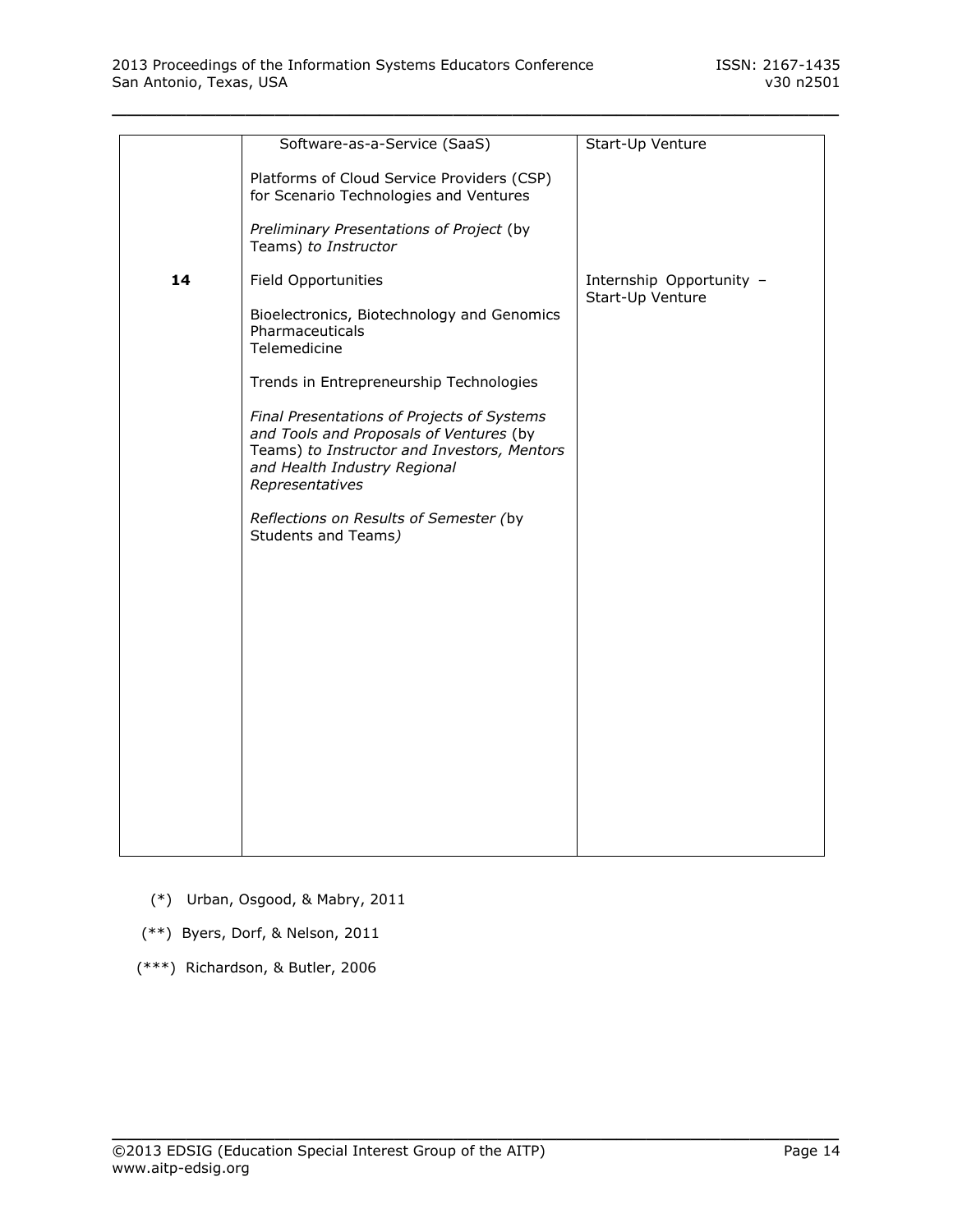| | | |
|---|---|---|
| | Software-as-a-Service (SaaS)<br><br>Platforms of Cloud Service Providers (CSP) for Scenario Technologies and Ventures<br><br>*Preliminary Presentations of Project* (by Teams) *to Instructor* | Start-Up Venture |
| **14** | Field Opportunities<br><br>Bioelectronics, Biotechnology and Genomics<br>Pharmaceuticals<br>Telemedicine<br><br>Trends in Entrepreneurship Technologies<br><br>*Final Presentations of Projects of Systems and Tools and Proposals of Ventures* (by Teams) *to Instructor and Investors, Mentors and Health Industry Regional Representatives*<br><br>*Reflections on Results of Semester (*by Students and Teams*)* | Internship Opportunity – Start-Up Venture |

(*) Urban, Osgood, & Mabry, 2011

(**) Byers, Dorf, & Nelson, 2011

(***) Richardson, & Butler, 2006